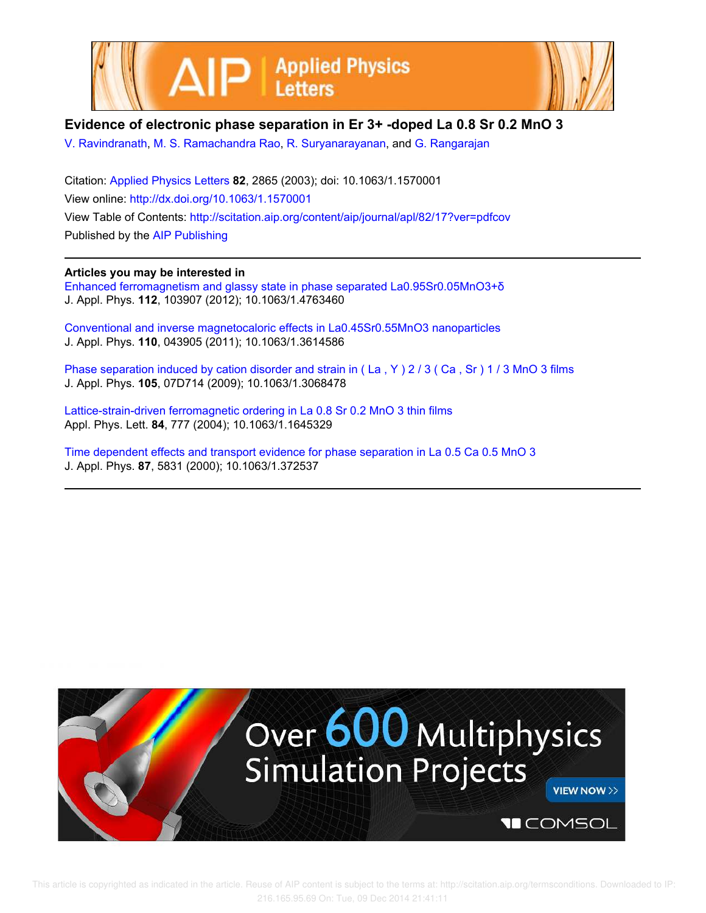# Evidence of electronic phase separation in $Er^{3+}$-doped $La_{0.8}Sr_{0.2}MnO_3$

V. Ravindranath, M. S. Ramachandra Rao, R. Suryanarayanan, and G. Rangarajan

Citation: Applied Physics Letters **82**, 2865 (2003); doi: 10.1063/1.1570001

View online: http://dx.doi.org/10.1063/1.1570001

View Table of Contents: http://scitation.aip.org/content/aip/journal/apl/82/17?ver=pdfcov

Published by the AIP Publishing

**Articles you may be interested in**

Enhanced ferromagnetism and glassy state in phase separated $La_{0.95}Sr_{0.05}MnO_{3+\delta}$
J. Appl. Phys. **112**, 103907 (2012); 10.1063/1.4763460

Conventional and inverse magnetocaloric effects in $La_{0.45}Sr_{0.55}MnO_3$ nanoparticles
J. Appl. Phys. **110**, 043905 (2011); 10.1063/1.3614586

Phase separation induced by cation disorder and strain in $(La, Y)_{2/3}(Ca, Sr)_{1/3}MnO_3$ films
J. Appl. Phys. **105**, 07D714 (2009); 10.1063/1.3068478

Lattice-strain-driven ferromagnetic ordering in $La_{0.8}Sr_{0.2}MnO_3$ thin films
Appl. Phys. Lett. **84**, 777 (2004); 10.1063/1.1645329

Time dependent effects and transport evidence for phase separation in $La_{0.5}Ca_{0.5}MnO_3$
J. Appl. Phys. **87**, 5831 (2000); 10.1063/1.372537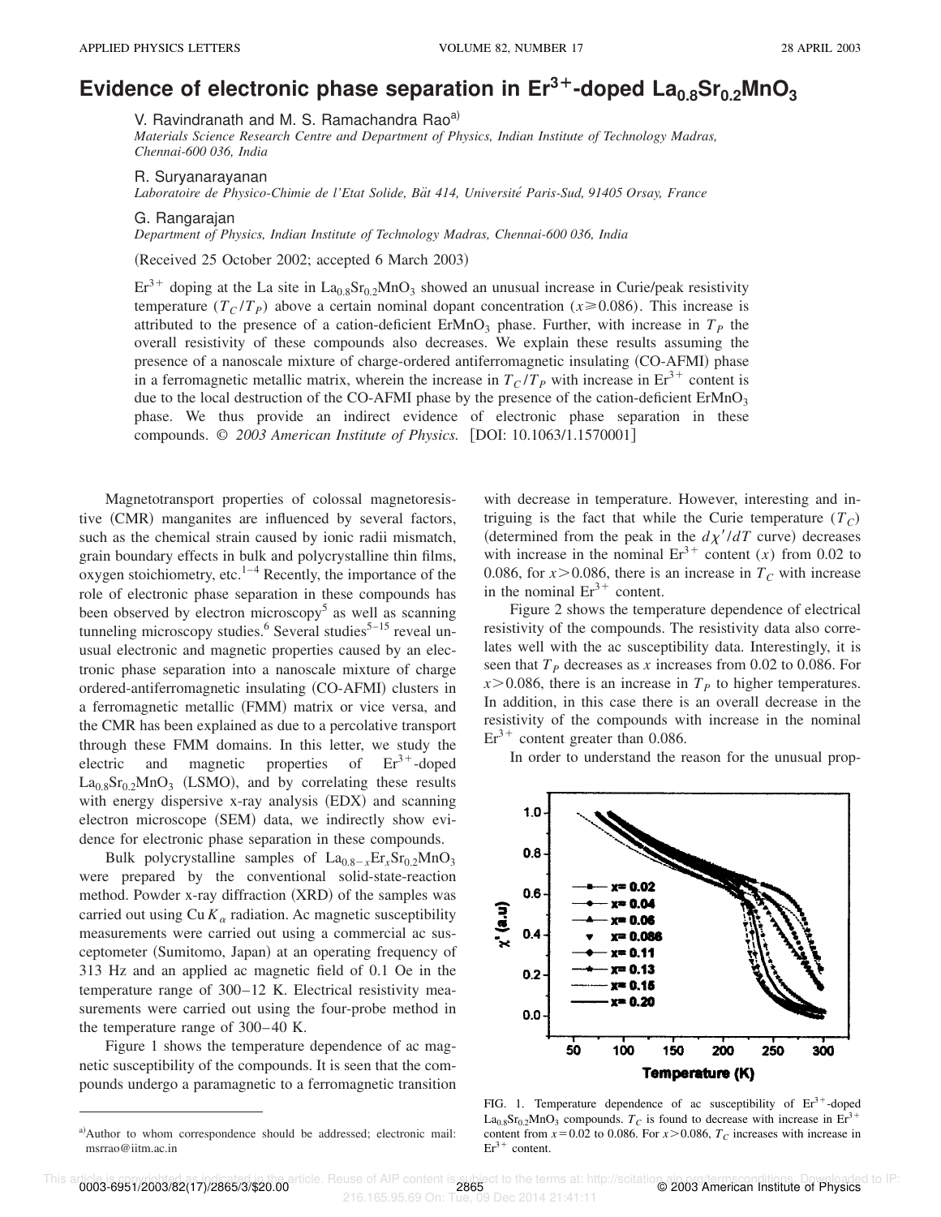# Evidence of electronic phase separation in $Er^{3+}$-doped $La_{0.8}Sr_{0.2}MnO_3$

V. Ravindranath and M. S. Ramachandra Rao[a)]

*Materials Science Research Centre and Department of Physics, Indian Institute of Technology Madras, Chennai-600 036, India*

R. Suryanarayanan

*Laboratoire de Physico-Chimie de l'Etat Solide, Bât 414, Université Paris-Sud, 91405 Orsay, France*

G. Rangarajan

*Department of Physics, Indian Institute of Technology Madras, Chennai-600 036, India*

(Received 25 October 2002; accepted 6 March 2003)

$Er^{3+}$ doping at the La site in $La_{0.8}Sr_{0.2}MnO_3$ showed an unusual increase in Curie/peak resistivity temperature ($T_C/T_P$) above a certain nominal dopant concentration ($x \geq 0.086$). This increase is attributed to the presence of a cation-deficient $ErMnO_3$ phase. Further, with increase in $T_P$ the overall resistivity of these compounds also decreases. We explain these results assuming the presence of a nanoscale mixture of charge-ordered antiferromagnetic insulating (CO-AFMI) phase in a ferromagnetic metallic matrix, wherein the increase in $T_C/T_P$ with increase in $Er^{3+}$ content is due to the local destruction of the CO-AFMI phase by the presence of the cation-deficient $ErMnO_3$ phase. We thus provide an indirect evidence of electronic phase separation in these compounds. © *2003 American Institute of Physics.* [DOI: 10.1063/1.1570001]

Magnetotransport properties of colossal magnetoresistive (CMR) manganites are influenced by several factors, such as the chemical strain caused by ionic radii mismatch, grain boundary effects in bulk and polycrystalline thin films, oxygen stoichiometry, etc.[1–4] Recently, the importance of the role of electronic phase separation in these compounds has been observed by electron microscopy[5] as well as scanning tunneling microscopy studies.[6] Several studies[5–15] reveal unusual electronic and magnetic properties caused by an electronic phase separation into a nanoscale mixture of charge ordered-antiferromagnetic insulating (CO-AFMI) clusters in a ferromagnetic metallic (FMM) matrix or vice versa, and the CMR has been explained as due to a percolative transport through these FMM domains. In this letter, we study the electric and magnetic properties of $Er^{3+}$-doped $La_{0.8}Sr_{0.2}MnO_3$ (LSMO), and by correlating these results with energy dispersive x-ray analysis (EDX) and scanning electron microscope (SEM) data, we indirectly show evidence for electronic phase separation in these compounds.

Bulk polycrystalline samples of $La_{0.8-x}Er_xSr_{0.2}MnO_3$ were prepared by the conventional solid-state-reaction method. Powder x-ray diffraction (XRD) of the samples was carried out using Cu $K_\alpha$ radiation. Ac magnetic susceptibility measurements were carried out using a commercial ac susceptometer (Sumitomo, Japan) at an operating frequency of 313 Hz and an applied ac magnetic field of 0.1 Oe in the temperature range of 300–12 K. Electrical resistivity measurements were carried out using the four-probe method in the temperature range of 300–40 K.

Figure 1 shows the temperature dependence of ac magnetic susceptibility of the compounds. It is seen that the compounds undergo a paramagnetic to a ferromagnetic transition with decrease in temperature. However, interesting and intriguing is the fact that while the Curie temperature ($T_C$) (determined from the peak in the $d\chi'/dT$ curve) decreases with increase in the nominal $Er^{3+}$ content ($x$) from 0.02 to 0.086, for $x > 0.086$, there is an increase in $T_C$ with increase in the nominal $Er^{3+}$ content.

Figure 2 shows the temperature dependence of electrical resistivity of the compounds. The resistivity data also correlates well with the ac susceptibility data. Interestingly, it is seen that $T_P$ decreases as $x$ increases from 0.02 to 0.086. For $x > 0.086$, there is an increase in $T_P$ to higher temperatures. In addition, in this case there is an overall decrease in the resistivity of the compounds with increase in the nominal $Er^{3+}$ content greater than 0.086.

In order to understand the reason for the unusual prop-

FIG. 1. Temperature dependence of ac susceptibility of $Er^{3+}$-doped $La_{0.8}Sr_{0.2}MnO_3$ compounds. $T_C$ is found to decrease with increase in $Er^{3+}$ content from $x = 0.02$ to 0.086. For $x > 0.086$, $T_C$ increases with increase in $Er^{3+}$ content.

a)Author to whom correspondence should be addressed; electronic mail: msrrao@iitm.ac.in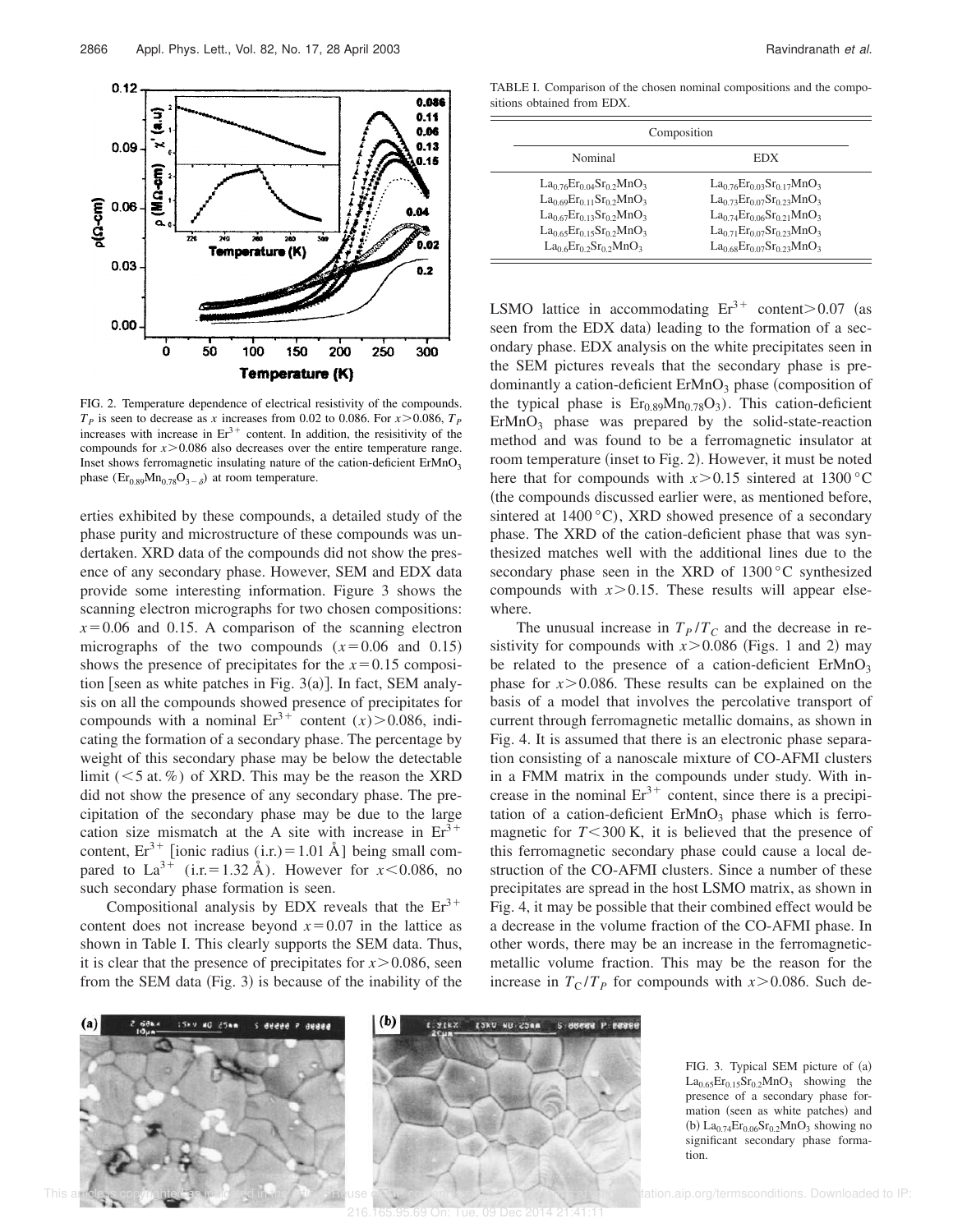FIG. 2. Temperature dependence of electrical resistivity of the compounds. $T_P$ is seen to decrease as $x$ increases from 0.02 to 0.086. For $x > 0.086$, $T_P$ increases with increase in $Er^{3+}$ content. In addition, the resisitivity of the compounds for $x > 0.086$ also decreases over the entire temperature range. Inset shows ferromagnetic insulating nature of the cation-deficient $ErMnO_3$ phase ($Er_{0.89}Mn_{0.78}O_{3-\delta}$) at room temperature.

erties exhibited by these compounds, a detailed study of the phase purity and microstructure of these compounds was undertaken. XRD data of the compounds did not show the presence of any secondary phase. However, SEM and EDX data provide some interesting information. Figure 3 shows the scanning electron micrographs for two chosen compositions: $x = 0.06$ and 0.15. A comparison of the scanning electron micrographs of the two compounds ($x = 0.06$ and 0.15) shows the presence of precipitates for the $x = 0.15$ composition [seen as white patches in Fig. 3(a)]. In fact, SEM analysis on all the compounds showed presence of precipitates for compounds with a nominal $Er^{3+}$ content ($x$) $> 0.086$, indicating the formation of a secondary phase. The percentage by weight of this secondary phase may be below the detectable limit ($<5$ at. %) of XRD. This may be the reason the XRD did not show the presence of any secondary phase. The precipitation of the secondary phase may be due to the large cation size mismatch at the A site with increase in $Er^{3+}$ content, $Er^{3+}$ [ionic radius (i.r.) $= 1.01$ Å] being small compared to $La^{3+}$ (i.r. $= 1.32$ Å). However for $x < 0.086$, no such secondary phase formation is seen.

Compositional analysis by EDX reveals that the $Er^{3+}$ content does not increase beyond $x = 0.07$ in the lattice as shown in Table I. This clearly supports the SEM data. Thus, it is clear that the presence of precipitates for $x > 0.086$, seen from the SEM data (Fig. 3) is because of the inability of the

TABLE I. Comparison of the chosen nominal compositions and the compositions obtained from EDX.

| Composition | |
|---|---|
| Nominal | EDX |
| $La_{0.76}Er_{0.04}Sr_{0.2}MnO_3$ | $La_{0.76}Er_{0.03}Sr_{0.17}MnO_3$ |
| $La_{0.69}Er_{0.11}Sr_{0.2}MnO_3$ | $La_{0.73}Er_{0.07}Sr_{0.23}MnO_3$ |
| $La_{0.67}Er_{0.13}Sr_{0.2}MnO_3$ | $La_{0.74}Er_{0.06}Sr_{0.21}MnO_3$ |
| $La_{0.65}Er_{0.15}Sr_{0.2}MnO_3$ | $La_{0.71}Er_{0.07}Sr_{0.23}MnO_3$ |
| $La_{0.6}Er_{0.2}Sr_{0.2}MnO_3$ | $La_{0.68}Er_{0.07}Sr_{0.23}MnO_3$ |

LSMO lattice in accommodating $Er^{3+}$ content $> 0.07$ (as seen from the EDX data) leading to the formation of a secondary phase. EDX analysis on the white precipitates seen in the SEM pictures reveals that the secondary phase is predominantly a cation-deficient $ErMnO_3$ phase (composition of the typical phase is $Er_{0.89}Mn_{0.78}O_3$). This cation-deficient $ErMnO_3$ phase was prepared by the solid-state-reaction method and was found to be a ferromagnetic insulator at room temperature (inset to Fig. 2). However, it must be noted here that for compounds with $x > 0.15$ sintered at 1300 °C (the compounds discussed earlier were, as mentioned before, sintered at 1400 °C), XRD showed presence of a secondary phase. The XRD of the cation-deficient phase that was synthesized matches well with the additional lines due to the secondary phase seen in the XRD of 1300 °C synthesized compounds with $x > 0.15$. These results will appear elsewhere.

The unusual increase in $T_P/T_C$ and the decrease in resistivity for compounds with $x > 0.086$ (Figs. 1 and 2) may be related to the presence of a cation-deficient $ErMnO_3$ phase for $x > 0.086$. These results can be explained on the basis of a model that involves the percolative transport of current through ferromagnetic metallic domains, as shown in Fig. 4. It is assumed that there is an electronic phase separation consisting of a nanoscale mixture of CO-AFMI clusters in a FMM matrix in the compounds under study. With increase in the nominal $Er^{3+}$ content, since there is a precipitation of a cation-deficient $ErMnO_3$ phase which is ferromagnetic for $T < 300$ K, it is believed that the presence of this ferromagnetic secondary phase could cause a local destruction of the CO-AFMI clusters. Since a number of these precipitates are spread in the host LSMO matrix, as shown in Fig. 4, it may be possible that their combined effect would be a decrease in the volume fraction of the CO-AFMI phase. In other words, there may be an increase in the ferromagnetic-metallic volume fraction. This may be the reason for the increase in $T_C/T_P$ for compounds with $x > 0.086$. Such de-

FIG. 3. Typical SEM picture of (a) $La_{0.65}Er_{0.15}Sr_{0.2}MnO_3$ showing the presence of a secondary phase formation (seen as white patches) and (b) $La_{0.74}Er_{0.06}Sr_{0.2}MnO_3$ showing no significant secondary phase formation.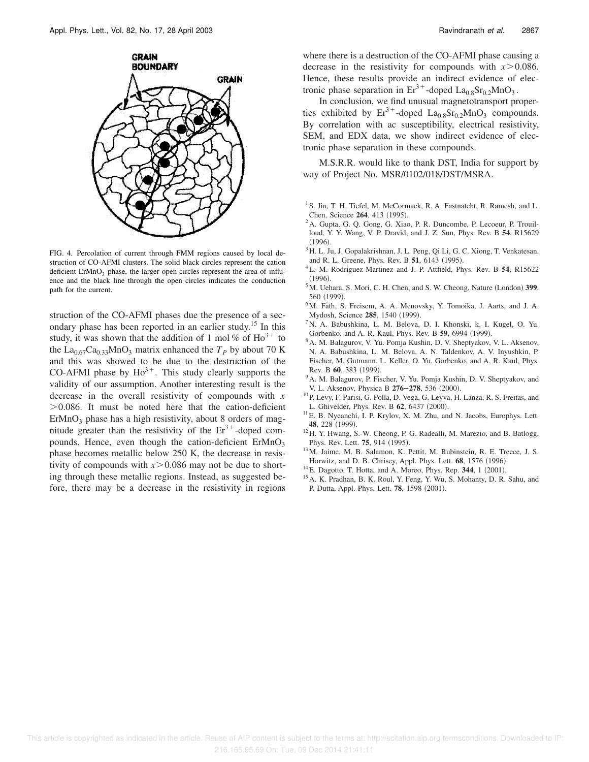GRAIN BOUNDARY

GRAIN

FIG. 4. Percolation of current through FMM regions caused by local destruction of CO-AFMI clusters. The solid black circles represent the cation deficient $ErMnO_3$ phase, the larger open circles represent the area of influence and the black line through the open circles indicates the conduction path for the current.

struction of the CO-AFMI phases due the presence of a secondary phase has been reported in an earlier study.[15] In this study, it was shown that the addition of 1 mol % of $Ho^{3+}$ to the $La_{0.67}Ca_{0.33}MnO_3$ matrix enhanced the $T_P$ by about 70 K and this was showed to be due to the destruction of the CO-AFMI phase by $Ho^{3+}$. This study clearly supports the validity of our assumption. Another interesting result is the decrease in the overall resistivity of compounds with $x > 0.086$. It must be noted here that the cation-deficient $ErMnO_3$ phase has a high resistivity, about 8 orders of magnitude greater than the resistivity of the $Er^{3+}$-doped compounds. Hence, even though the cation-deficient $ErMnO_3$ phase becomes metallic below 250 K, the decrease in resistivity of compounds with $x > 0.086$ may not be due to shorting through these metallic regions. Instead, as suggested before, there may be a decrease in the resistivity in regions where there is a destruction of the CO-AFMI phase causing a decrease in the resistivity for compounds with $x > 0.086$. Hence, these results provide an indirect evidence of electronic phase separation in $Er^{3+}$-doped $La_{0.8}Sr_{0.2}MnO_3$.

In conclusion, we find unusual magnetotransport properties exhibited by $Er^{3+}$-doped $La_{0.8}Sr_{0.2}MnO_3$ compounds. By correlation with ac susceptibility, electrical resistivity, SEM, and EDX data, we show indirect evidence of electronic phase separation in these compounds.

M.S.R.R. would like to thank DST, India for support by way of Project No. MSR/0102/018/DST/MSRA.

[1] S. Jin, T. H. Tiefel, M. McCormack, R. A. Fastnatcht, R. Ramesh, and L. Chen, Science **264**, 413 (1995).
[2] A. Gupta, G. Q. Gong, G. Xiao, P. R. Duncombe, P. Lecoeur, P. Trouilloud, Y. Y. Wang, V. P. Dravid, and J. Z. Sun, Phys. Rev. B **54**, R15629 (1996).
[3] H. L. Ju, J. Gopalakrishnan, J. L. Peng, Qi Li, G. C. Xiong, T. Venkatesan, and R. L. Greene, Phys. Rev. B **51**, 6143 (1995).
[4] L. M. Rodriguez-Martinez and J. P. Attfield, Phys. Rev. B **54**, R15622 (1996).
[5] M. Uehara, S. Mori, C. H. Chen, and S. W. Cheong, Nature (London) **399**, 560 (1999).
[6] M. Fäth, S. Freisem, A. A. Menovsky, Y. Tomoika, J. Aarts, and J. A. Mydosh, Science **285**, 1540 (1999).
[7] N. A. Babushkina, L. M. Belova, D. I. Khonski, k. I. Kugel, O. Yu. Gorbenko, and A. R. Kaul, Phys. Rev. B **59**, 6994 (1999).
[8] A. M. Balagurov, V. Yu. Pomja Kushin, D. V. Sheptyakov, V. L. Aksenov, N. A. Babushkina, L. M. Belova, A. N. Taldenkov, A. V. Inyushkin, P. Fischer, M. Gutmann, L. Keller, O. Yu. Gorbenko, and A. R. Kaul, Phys. Rev. B **60**, 383 (1999).
[9] A. M. Balagurov, P. Fischer, V. Yu. Pomja Kushin, D. V. Sheptyakov, and V. L. Aksenov, Physica B **276–278**, 536 (2000).
[10] P. Levy, F. Parisi, G. Polla, D. Vega, G. Leyva, H. Lanza, R. S. Freitas, and L. Ghivelder, Phys. Rev. B **62**, 6437 (2000).
[11] E. B. Nyeanchi, I. P. Krylov, X. M. Zhu, and N. Jacobs, Europhys. Lett. **48**, 228 (1999).
[12] H. Y. Hwang, S.-W. Cheong, P. G. Radealli, M. Marezio, and B. Batlogg, Phys. Rev. Lett. **75**, 914 (1995).
[13] M. Jaime, M. B. Salamon, K. Pettit, M. Rubinstein, R. E. Treece, J. S. Horwitz, and D. B. Chrisey, Appl. Phys. Lett. **68**, 1576 (1996).
[14] E. Dagotto, T. Hotta, and A. Moreo, Phys. Rep. **344**, 1 (2001).
[15] A. K. Pradhan, B. K. Roul, Y. Feng, Y. Wu, S. Mohanty, D. R. Sahu, and P. Dutta, Appl. Phys. Lett. **78**, 1598 (2001).